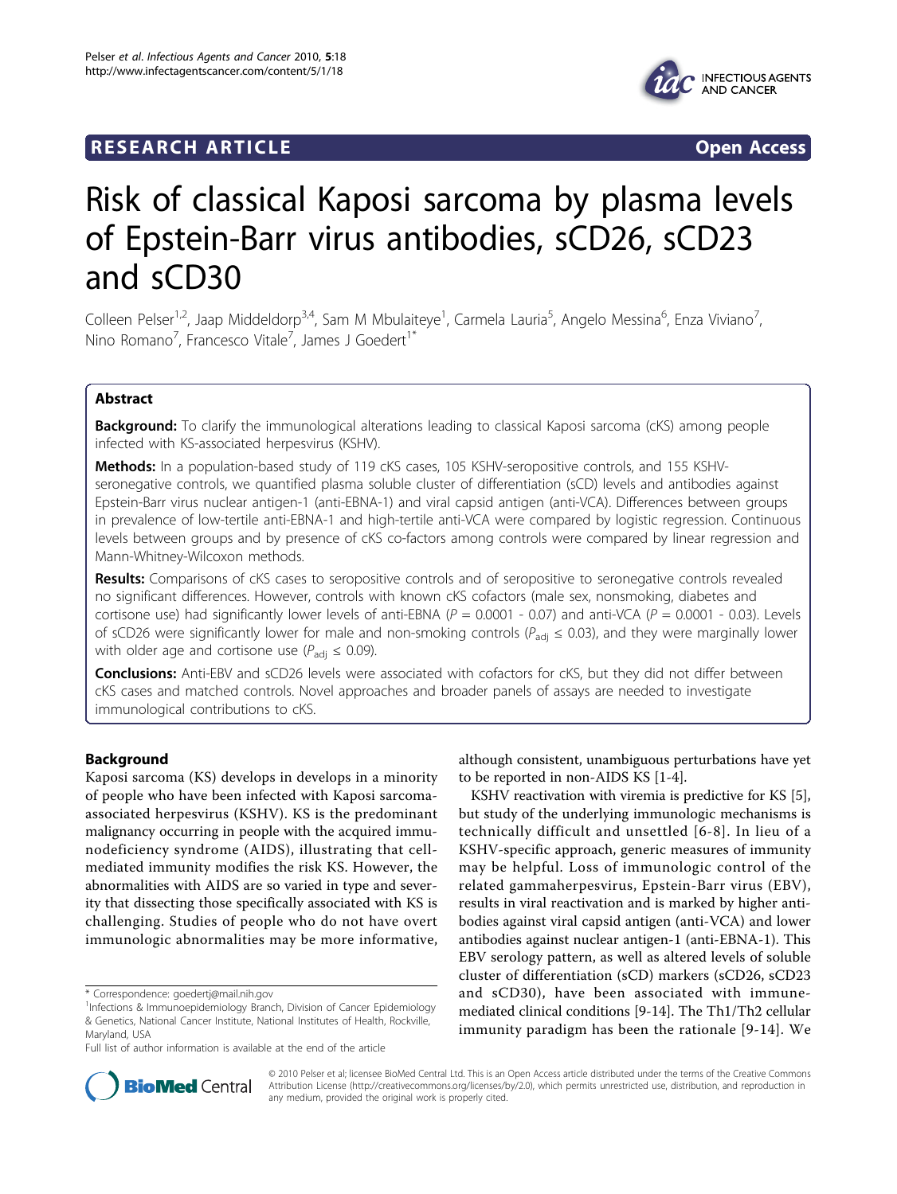**RESEARCH ARTICLE** **Open Access**

# Risk of classical Kaposi sarcoma by plasma levels of Epstein-Barr virus antibodies, sCD26, sCD23 and sCD30

Colleen Pelser[1,2], Jaap Middeldorp[3,4], Sam M Mbulaiteye[1], Carmela Lauria[5], Angelo Messina[6], Enza Viviano[7], Nino Romano[7], Francesco Vitale[7], James J Goedert[1*]

## Abstract

**Background:** To clarify the immunological alterations leading to classical Kaposi sarcoma (cKS) among people infected with KS-associated herpesvirus (KSHV).

**Methods:** In a population-based study of 119 cKS cases, 105 KSHV-seropositive controls, and 155 KSHV-seronegative controls, we quantified plasma soluble cluster of differentiation (sCD) levels and antibodies against Epstein-Barr virus nuclear antigen-1 (anti-EBNA-1) and viral capsid antigen (anti-VCA). Differences between groups in prevalence of low-tertile anti-EBNA-1 and high-tertile anti-VCA were compared by logistic regression. Continuous levels between groups and by presence of cKS co-factors among controls were compared by linear regression and Mann-Whitney-Wilcoxon methods.

**Results:** Comparisons of cKS cases to seropositive controls and of seropositive to seronegative controls revealed no significant differences. However, controls with known cKS cofactors (male sex, nonsmoking, diabetes and cortisone use) had significantly lower levels of anti-EBNA ($P$ = 0.0001 - 0.07) and anti-VCA ($P$ = 0.0001 - 0.03). Levels of sCD26 were significantly lower for male and non-smoking controls ($P_{adj} \leq 0.03$), and they were marginally lower with older age and cortisone use ($P_{adj} \leq 0.09$).

**Conclusions:** Anti-EBV and sCD26 levels were associated with cofactors for cKS, but they did not differ between cKS cases and matched controls. Novel approaches and broader panels of assays are needed to investigate immunological contributions to cKS.

## Background

Kaposi sarcoma (KS) develops in develops in a minority of people who have been infected with Kaposi sarcoma-associated herpesvirus (KSHV). KS is the predominant malignancy occurring in people with the acquired immunodeficiency syndrome (AIDS), illustrating that cell-mediated immunity modifies the risk KS. However, the abnormalities with AIDS are so varied in type and severity that dissecting those specifically associated with KS is challenging. Studies of people who do not have overt immunologic abnormalities may be more informative, although consistent, unambiguous perturbations have yet to be reported in non-AIDS KS [1-4].

KSHV reactivation with viremia is predictive for KS [5], but study of the underlying immunologic mechanisms is technically difficult and unsettled [6-8]. In lieu of a KSHV-specific approach, generic measures of immunity may be helpful. Loss of immunologic control of the related gammaherpesvirus, Epstein-Barr virus (EBV), results in viral reactivation and is marked by higher antibodies against viral capsid antigen (anti-VCA) and lower antibodies against nuclear antigen-1 (anti-EBNA-1). This EBV serology pattern, as well as altered levels of soluble cluster of differentiation (sCD) markers (sCD26, sCD23 and sCD30), have been associated with immune-mediated clinical conditions [9-14]. The Th1/Th2 cellular immunity paradigm has been the rationale [9-14]. We

\* Correspondence: goedertj@mail.nih.gov
[1]Infections & Immunoepidemiology Branch, Division of Cancer Epidemiology & Genetics, National Cancer Institute, National Institutes of Health, Rockville, Maryland, USA
Full list of author information is available at the end of the article

© 2010 Pelser et al; licensee BioMed Central Ltd. This is an Open Access article distributed under the terms of the Creative Commons Attribution License (http://creativecommons.org/licenses/by/2.0), which permits unrestricted use, distribution, and reproduction in any medium, provided the original work is properly cited.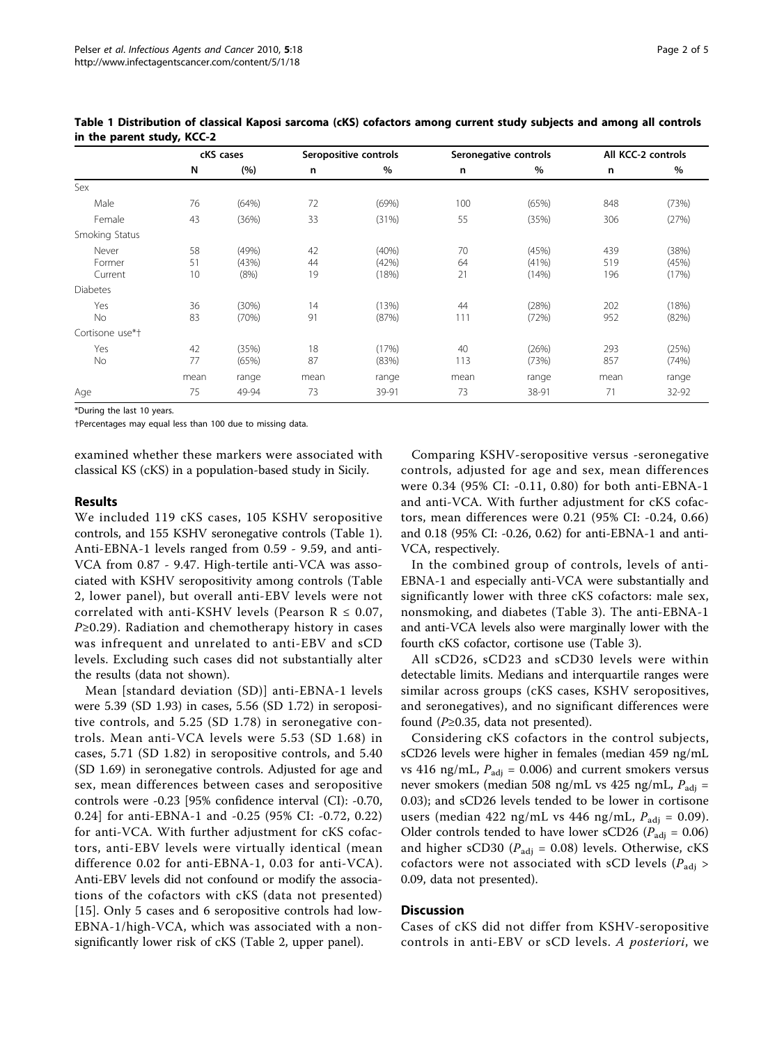**Table 1 Distribution of classical Kaposi sarcoma (cKS) cofactors among current study subjects and among all controls in the parent study, KCC-2**

| | cKS cases | | Seropositive controls | | Seronegative controls | | All KCC-2 controls | |
|---|---|---|---|---|---|---|---|---|
| | N | (%) | n | % | n | % | n | % |
| Sex | | | | | | | | |
| Male | 76 | (64%) | 72 | (69%) | 100 | (65%) | 848 | (73%) |
| Female | 43 | (36%) | 33 | (31%) | 55 | (35%) | 306 | (27%) |
| Smoking Status | | | | | | | | |
| Never | 58 | (49%) | 42 | (40%) | 70 | (45%) | 439 | (38%) |
| Former | 51 | (43%) | 44 | (42%) | 64 | (41%) | 519 | (45%) |
| Current | 10 | (8%) | 19 | (18%) | 21 | (14%) | 196 | (17%) |
| Diabetes | | | | | | | | |
| Yes | 36 | (30%) | 14 | (13%) | 44 | (28%) | 202 | (18%) |
| No | 83 | (70%) | 91 | (87%) | 111 | (72%) | 952 | (82%) |
| Cortisone use*† | | | | | | | | |
| Yes | 42 | (35%) | 18 | (17%) | 40 | (26%) | 293 | (25%) |
| No | 77 | (65%) | 87 | (83%) | 113 | (73%) | 857 | (74%) |
| | mean | range | mean | range | mean | range | mean | range |
| Age | 75 | 49-94 | 73 | 39-91 | 73 | 38-91 | 71 | 32-92 |

*During the last 10 years.

†Percentages may equal less than 100 due to missing data.

examined whether these markers were associated with classical KS (cKS) in a population-based study in Sicily.

## Results

We included 119 cKS cases, 105 KSHV seropositive controls, and 155 KSHV seronegative controls (Table 1). Anti-EBNA-1 levels ranged from 0.59 - 9.59, and anti-VCA from 0.87 - 9.47. High-tertile anti-VCA was associated with KSHV seropositivity among controls (Table 2, lower panel), but overall anti-EBV levels were not correlated with anti-KSHV levels (Pearson $R \leq 0.07$, $P \geq 0.29$). Radiation and chemotherapy history in cases was infrequent and unrelated to anti-EBV and sCD levels. Excluding such cases did not substantially alter the results (data not shown).

Mean [standard deviation (SD)] anti-EBNA-1 levels were 5.39 (SD 1.93) in cases, 5.56 (SD 1.72) in seropositive controls, and 5.25 (SD 1.78) in seronegative controls. Mean anti-VCA levels were 5.53 (SD 1.68) in cases, 5.71 (SD 1.82) in seropositive controls, and 5.40 (SD 1.69) in seronegative controls. Adjusted for age and sex, mean differences between cases and seropositive controls were -0.23 [95% confidence interval (CI): -0.70, 0.24] for anti-EBNA-1 and -0.25 (95% CI: -0.72, 0.22) for anti-VCA. With further adjustment for cKS cofactors, anti-EBV levels were virtually identical (mean difference 0.02 for anti-EBNA-1, 0.03 for anti-VCA). Anti-EBV levels did not confound or modify the associations of the cofactors with cKS (data not presented) [15]. Only 5 cases and 6 seropositive controls had low-EBNA-1/high-VCA, which was associated with a non-significantly lower risk of cKS (Table 2, upper panel).

Comparing KSHV-seropositive versus -seronegative controls, adjusted for age and sex, mean differences were 0.34 (95% CI: -0.11, 0.80) for both anti-EBNA-1 and anti-VCA. With further adjustment for cKS cofactors, mean differences were 0.21 (95% CI: -0.24, 0.66) and 0.18 (95% CI: -0.26, 0.62) for anti-EBNA-1 and anti-VCA, respectively.

In the combined group of controls, levels of anti-EBNA-1 and especially anti-VCA were substantially and significantly lower with three cKS cofactors: male sex, nonsmoking, and diabetes (Table 3). The anti-EBNA-1 and anti-VCA levels also were marginally lower with the fourth cKS cofactor, cortisone use (Table 3).

All sCD26, sCD23 and sCD30 levels were within detectable limits. Medians and interquartile ranges were similar across groups (cKS cases, KSHV seropositives, and seronegatives), and no significant differences were found ($P \geq 0.35$, data not presented).

Considering cKS cofactors in the control subjects, sCD26 levels were higher in females (median 459 ng/mL vs 416 ng/mL, $P_{adj}$ = 0.006) and current smokers versus never smokers (median 508 ng/mL vs 425 ng/mL, $P_{adj}$ = 0.03); and sCD26 levels tended to be lower in cortisone users (median 422 ng/mL vs 446 ng/mL, $P_{adj}$ = 0.09). Older controls tended to have lower sCD26 ($P_{adj}$ = 0.06) and higher sCD30 ($P_{adj}$ = 0.08) levels. Otherwise, cKS cofactors were not associated with sCD levels ($P_{adj}$ > 0.09, data not presented).

## Discussion

Cases of cKS did not differ from KSHV-seropositive controls in anti-EBV or sCD levels. *A posteriori*, we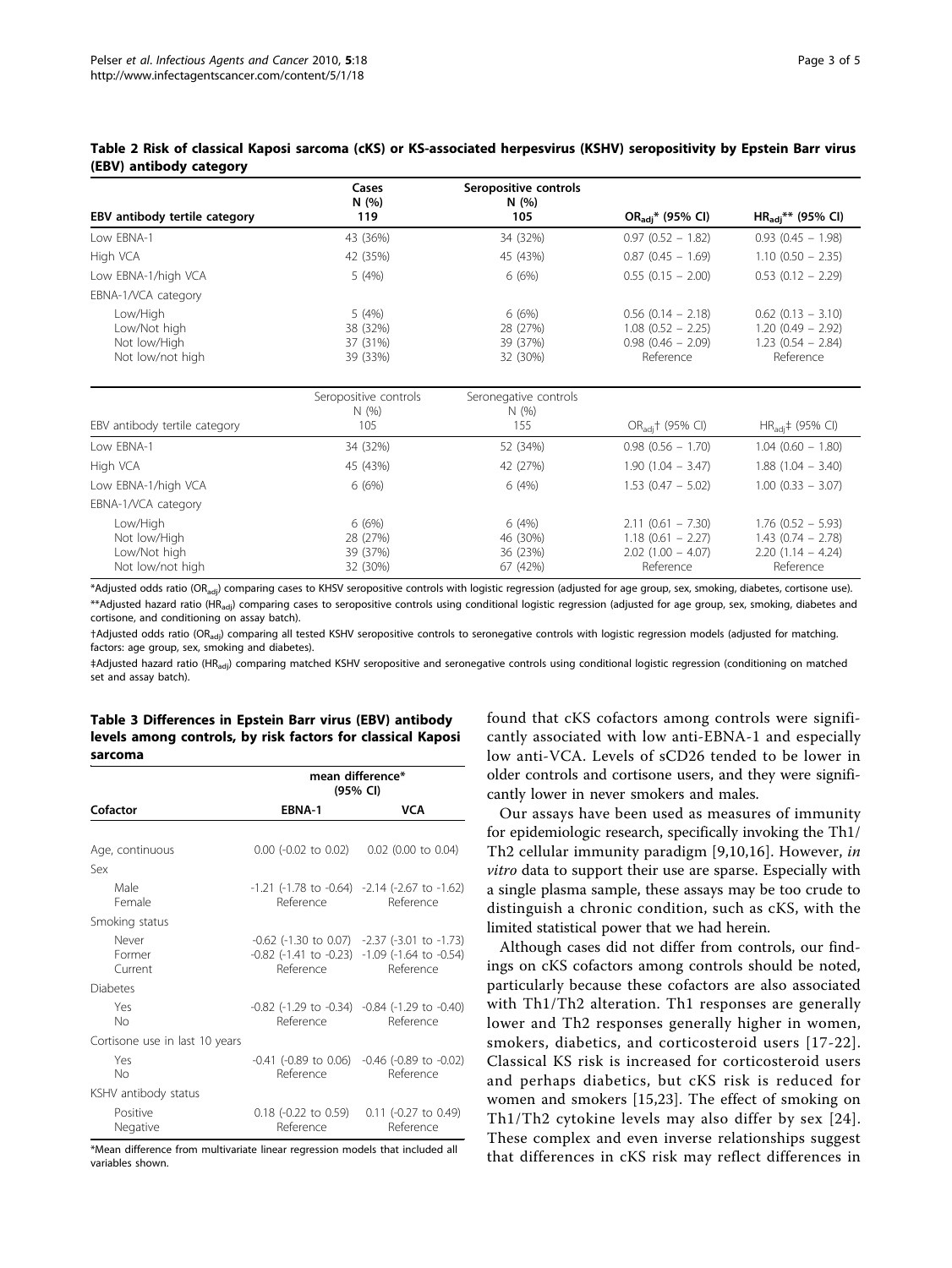**Table 2 Risk of classical Kaposi sarcoma (cKS) or KS-associated herpesvirus (KSHV) seropositivity by Epstein Barr virus (EBV) antibody category**

| EBV antibody tertile category | Cases N (%) 119 | Seropositive controls N (%) 105 | $OR_{adj}$* (95% CI) | $HR_{adj}$** (95% CI) |
|---|---|---|---|---|
| Low EBNA-1 | 43 (36%) | 34 (32%) | 0.97 (0.52 – 1.82) | 0.93 (0.45 – 1.98) |
| High VCA | 42 (35%) | 45 (43%) | 0.87 (0.45 – 1.69) | 1.10 (0.50 – 2.35) |
| Low EBNA-1/high VCA | 5 (4%) | 6 (6%) | 0.55 (0.15 – 2.00) | 0.53 (0.12 – 2.29) |
| EBNA-1/VCA category | | | | |
| Low/High | 5 (4%) | 6 (6%) | 0.56 (0.14 – 2.18) | 0.62 (0.13 – 3.10) |
| Low/Not high | 38 (32%) | 28 (27%) | 1.08 (0.52 – 2.25) | 1.20 (0.49 – 2.92) |
| Not low/High | 37 (31%) | 39 (37%) | 0.98 (0.46 – 2.09) | 1.23 (0.54 – 2.84) |
| Not low/not high | 39 (33%) | 32 (30%) | Reference | Reference |
| **EBV antibody tertile category** | **Seropositive controls N (%) 105** | **Seronegative controls N (%) 155** | **$OR_{adj}$† (95% CI)** | **$HR_{adj}$‡ (95% CI)** |
| Low EBNA-1 | 34 (32%) | 52 (34%) | 0.98 (0.56 – 1.70) | 1.04 (0.60 – 1.80) |
| High VCA | 45 (43%) | 42 (27%) | 1.90 (1.04 – 3.47) | 1.88 (1.04 – 3.40) |
| Low EBNA-1/high VCA | 6 (6%) | 6 (4%) | 1.53 (0.47 – 5.02) | 1.00 (0.33 – 3.07) |
| EBNA-1/VCA category | | | | |
| Low/High | 6 (6%) | 6 (4%) | 2.11 (0.61 – 7.30) | 1.76 (0.52 – 5.93) |
| Not low/High | 28 (27%) | 46 (30%) | 1.18 (0.61 – 2.27) | 1.43 (0.74 – 2.78) |
| Low/Not high | 39 (37%) | 36 (23%) | 2.02 (1.00 – 4.07) | 2.20 (1.14 – 4.24) |
| Not low/not high | 32 (30%) | 67 (42%) | Reference | Reference |

*Adjusted odds ratio ($OR_{adj}$) comparing cases to KHSV seropositive controls with logistic regression (adjusted for age group, sex, smoking, diabetes, cortisone use).

**Adjusted hazard ratio ($HR_{adj}$) comparing cases to seropositive controls using conditional logistic regression (adjusted for age group, sex, smoking, diabetes and cortisone, and conditioning on assay batch).

†Adjusted odds ratio ($OR_{adj}$) comparing all tested KSHV seropositive controls to seronegative controls with logistic regression models (adjusted for matching. factors: age group, sex, smoking and diabetes).

‡Adjusted hazard ratio ($HR_{adj}$) comparing matched KSHV seropositive and seronegative controls using conditional logistic regression (conditioning on matched set and assay batch).

**Table 3 Differences in Epstein Barr virus (EBV) antibody levels among controls, by risk factors for classical Kaposi sarcoma**

| Cofactor | mean difference* (95% CI) EBNA-1 | VCA |
|---|---|---|
| Age, continuous | 0.00 (-0.02 to 0.02) | 0.02 (0.00 to 0.04) |
| Sex | | |
| Male | -1.21 (-1.78 to -0.64) | -2.14 (-2.67 to -1.62) |
| Female | Reference | Reference |
| Smoking status | | |
| Never | -0.62 (-1.30 to 0.07) | -2.37 (-3.01 to -1.73) |
| Former | -0.82 (-1.41 to -0.23) | -1.09 (-1.64 to -0.54) |
| Current | Reference | Reference |
| Diabetes | | |
| Yes | -0.82 (-1.29 to -0.34) | -0.84 (-1.29 to -0.40) |
| No | Reference | Reference |
| Cortisone use in last 10 years | | |
| Yes | -0.41 (-0.89 to 0.06) | -0.46 (-0.89 to -0.02) |
| No | Reference | Reference |
| KSHV antibody status | | |
| Positive | 0.18 (-0.22 to 0.59) | 0.11 (-0.27 to 0.49) |
| Negative | Reference | Reference |

*Mean difference from multivariate linear regression models that included all variables shown.

found that cKS cofactors among controls were significantly associated with low anti-EBNA-1 and especially low anti-VCA. Levels of sCD26 tended to be lower in older controls and cortisone users, and they were significantly lower in never smokers and males.

Our assays have been used as measures of immunity for epidemiologic research, specifically invoking the Th1/Th2 cellular immunity paradigm [9,10,16]. However, *in vitro* data to support their use are sparse. Especially with a single plasma sample, these assays may be too crude to distinguish a chronic condition, such as cKS, with the limited statistical power that we had herein.

Although cases did not differ from controls, our findings on cKS cofactors among controls should be noted, particularly because these cofactors are also associated with Th1/Th2 alteration. Th1 responses are generally lower and Th2 responses generally higher in women, smokers, diabetics, and corticosteroid users [17-22]. Classical KS risk is increased for corticosteroid users and perhaps diabetics, but cKS risk is reduced for women and smokers [15,23]. The effect of smoking on Th1/Th2 cytokine levels may also differ by sex [24]. These complex and even inverse relationships suggest that differences in cKS risk may reflect differences in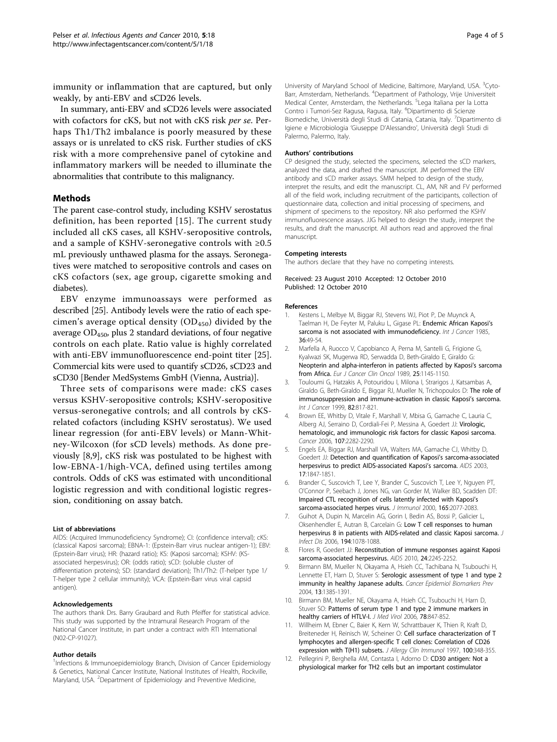immunity or inflammation that are captured, but only weakly, by anti-EBV and sCD26 levels.

In summary, anti-EBV and sCD26 levels were associated with cofactors for cKS, but not with cKS risk *per se*. Perhaps Th1/Th2 imbalance is poorly measured by these assays or is unrelated to cKS risk. Further studies of cKS risk with a more comprehensive panel of cytokine and inflammatory markers will be needed to illuminate the abnormalities that contribute to this malignancy.

## Methods

The parent case-control study, including KSHV serostatus definition, has been reported [15]. The current study included all cKS cases, all KSHV-seropositive controls, and a sample of KSHV-seronegative controls with ≥0.5 mL previously unthawed plasma for the assays. Seronegatives were matched to seropositive controls and cases on cKS cofactors (sex, age group, cigarette smoking and diabetes).

EBV enzyme immunoassays were performed as described [25]. Antibody levels were the ratio of each specimen's average optical density ($OD_{450}$) divided by the average $OD_{450}$, plus 2 standard deviations, of four negative controls on each plate. Ratio value is highly correlated with anti-EBV immunofluorescence end-point titer [25]. Commercial kits were used to quantify sCD26, sCD23 and sCD30 [Bender MedSystems GmbH (Vienna, Austria)].

Three sets of comparisons were made: cKS cases versus KSHV-seropositive controls; KSHV-seropositive versus-seronegative controls; and all controls by cKS-related cofactors (including KSHV serostatus). We used linear regression (for anti-EBV levels) or Mann-Whitney-Wilcoxon (for sCD levels) methods. As done previously [8,9], cKS risk was postulated to be highest with low-EBNA-1/high-VCA, defined using tertiles among controls. Odds of cKS was estimated with unconditional logistic regression and with conditional logistic regression, conditioning on assay batch.

#### List of abbreviations

AIDS: (Acquired Immunodeficiency Syndrome); CI: (confidence interval); cKS: (classical Kaposi sarcoma); EBNA-1: (Epstein-Barr virus nuclear antigen-1); EBV: (Epstein-Barr virus); HR: (hazard ratio); KS: (Kaposi sarcoma); KSHV: (KS-associated herpesvirus); OR: (odds ratio); sCD: (soluble cluster of differentiation proteins); SD: (standard deviation); Th1/Th2: (T-helper type 1/ T-helper type 2 cellular immunity); VCA: (Epstein-Barr virus viral capsid antigen).

#### Acknowledgements

The authors thank Drs. Barry Graubard and Ruth Pfeiffer for statistical advice. This study was supported by the Intramural Research Program of the National Cancer Institute, in part under a contract with RTI International (N02-CP-91027).

#### Author details

[1]Infections & Immunoepidemiology Branch, Division of Cancer Epidemiology & Genetics, National Cancer Institute, National Institutes of Health, Rockville, Maryland, USA. [2]Department of Epidemiology and Preventive Medicine, University of Maryland School of Medicine, Baltimore, Maryland, USA. [3]Cyto-Barr, Amsterdam, Netherlands. [4]Department of Pathology, Vrije Universiteit Medical Center, Amsterdam, the Netherlands. [5]Lega Italiana per la Lotta Contro i Tumori-Sez Ragusa, Ragusa, Italy. [6]Dipartimento di Scienze Biomediche, Università degli Studi di Catania, Catania, Italy. [7]Dipartimento di Igiene e Microbiologia 'Giuseppe D'Alessandro', Università degli Studi di Palermo, Palermo, Italy.

#### Authors' contributions

CP designed the study, selected the specimens, selected the sCD markers, analyzed the data, and drafted the manuscript. JM performed the EBV antibody and sCD marker assays. SMM helped to design of the study, interpret the results, and edit the manuscript. CL, AM, NR and FV performed all of the field work, including recruitment of the participants, collection of questionnaire data, collection and initial processing of specimens, and shipment of specimens to the repository. NR also performed the KSHV immunofluorescence assays. JJG helped to design the study, interpret the results, and draft the manuscript. All authors read and approved the final manuscript.

#### Competing interests

The authors declare that they have no competing interests.

Received: 23 August 2010 Accepted: 12 October 2010
Published: 12 October 2010

#### References

1. Kestens L, Melbye M, Biggar RJ, Stevens WJ, Piot P, De Muynck A, Taelman H, De Feyter M, Paluku L, Gigase PL: **Endemic African Kaposi's sarcoma is not associated with immunodeficiency.** *Int J Cancer* 1985, **36**:49-54.
2. Marfella A, Ruocco V, Capobianco A, Perna M, Santelli G, Frigione G, Kyalwazi SK, Mugerwa RD, Serwadda D, Beth-Giraldo E, Giraldo G: **Neopterin and alpha-interferon in patients affected by Kaposi's sarcoma from Africa.** *Eur J Cancer Clin Oncol* 1989, **25**:1145-1150.
3. Touloumi G, Hatzakis A, Potouridou I, Milona I, Strarigos J, Katsambas A, Giraldo G, Beth-Giraldo E, Biggar RJ, Mueller N, Trichopoulos D: **The role of immunosuppression and immune-activation in classic Kaposi's sarcoma.** *Int J Cancer* 1999, **82**:817-821.
4. Brown EE, Whitby D, Vitale F, Marshall V, Mbisa G, Gamache C, Lauria C, Alberg AJ, Serraino D, Cordiali-Fei P, Messina A, Goedert JJ: **Virologic, hematologic, and immunologic risk factors for classic Kaposi sarcoma.** *Cancer* 2006, **107**:2282-2290.
5. Engels EA, Biggar RJ, Marshall VA, Walters MA, Gamache CJ, Whitby D, Goedert JJ: **Detection and quantification of Kaposi's sarcoma-associated herpesvirus to predict AIDS-associated Kaposi's sarcoma.** *AIDS* 2003, **17**:1847-1851.
6. Brander C, Suscovich T, Lee Y, Brander C, Suscovich T, Lee Y, Nguyen PT, O'Connor P, Seebach J, Jones NG, van Gorder M, Walker BD, Scadden DT: **Impaired CTL recognition of cells latently infected with Kaposi's sarcoma-associated herpes virus.** *J Immunol* 2000, **165**:2077-2083.
7. Guihot A, Dupin N, Marcelin AG, Gorin I, Bedin AS, Bossi P, Galicier L, Oksenhendler E, Autran B, Carcelain G: **Low T cell responses to human herpesvirus 8 in patients with AIDS-related and classic Kaposi sarcoma.** *J Infect Dis* 2006, **194**:1078-1088.
8. Flores R, Goedert JJ: **Reconstitution of immune responses against Kaposi sarcoma-associated herpesvirus.** *AIDS* 2010, **24**:2245-2252.
9. Birmann BM, Mueller N, Okayama A, Hsieh CC, Tachibana N, Tsubouchi H, Lennette ET, Harn D, Stuver S: **Serologic assessment of type 1 and type 2 immunity in healthy Japanese adults.** *Cancer Epidemiol Biomarkers Prev* 2004, **13**:1385-1391.
10. Birmann BM, Mueller NE, Okayama A, Hsieh CC, Tsubouchi H, Harn D, Stuver SO: **Patterns of serum type 1 and type 2 immune markers in healthy carriers of HTLV-I.** *J Med Virol* 2006, **78**:847-852.
11. Willheim M, Ebner C, Baier K, Kern W, Schrattbauer K, Thien R, Kraft D, Breiteneder H, Reinisch W, Scheiner O: **Cell surface characterization of T lymphocytes and allergen-specific T cell clones: Correlation of CD26 expression with T(H1) subsets.** *J Allergy Clin Immunol* 1997, **100**:348-355.
12. Pellegrini P, Berghella AM, Contasta I, Adorno D: **CD30 antigen: Not a physiological marker for TH2 cells but an important costimulator**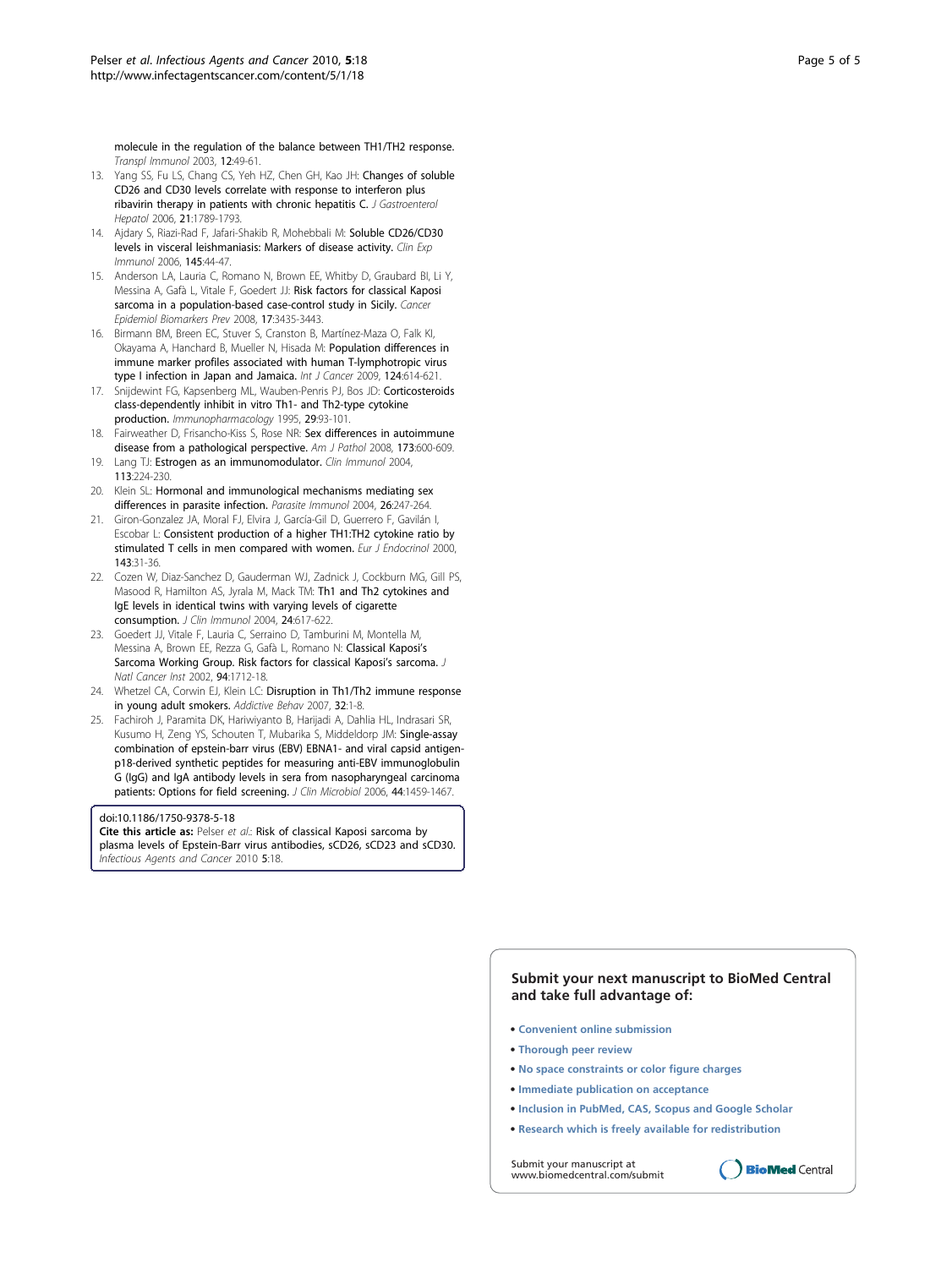molecule in the regulation of the balance between TH1/TH2 response. *Transpl Immunol* 2003, **12**:49-61.

13. Yang SS, Fu LS, Chang CS, Yeh HZ, Chen GH, Kao JH: **Changes of soluble CD26 and CD30 levels correlate with response to interferon plus ribavirin therapy in patients with chronic hepatitis C.** *J Gastroenterol Hepatol* 2006, **21**:1789-1793.
14. Ajdary S, Riazi-Rad F, Jafari-Shakib R, Mohebbali M: **Soluble CD26/CD30 levels in visceral leishmaniasis: Markers of disease activity.** *Clin Exp Immunol* 2006, **145**:44-47.
15. Anderson LA, Lauria C, Romano N, Brown EE, Whitby D, Graubard BI, Li Y, Messina A, Gafà L, Vitale F, Goedert JJ: **Risk factors for classical Kaposi sarcoma in a population-based case-control study in Sicily.** *Cancer Epidemiol Biomarkers Prev* 2008, **17**:3435-3443.
16. Birmann BM, Breen EC, Stuver S, Cranston B, Martínez-Maza O, Falk KI, Okayama A, Hanchard B, Mueller N, Hisada M: **Population differences in immune marker profiles associated with human T-lymphotropic virus type I infection in Japan and Jamaica.** *Int J Cancer* 2009, **124**:614-621.
17. Snijdewint FG, Kapsenberg ML, Wauben-Penris PJ, Bos JD: **Corticosteroids class-dependently inhibit in vitro Th1- and Th2-type cytokine production.** *Immunopharmacology* 1995, **29**:93-101.
18. Fairweather D, Frisancho-Kiss S, Rose NR: **Sex differences in autoimmune disease from a pathological perspective.** *Am J Pathol* 2008, **173**:600-609.
19. Lang TJ: **Estrogen as an immunomodulator.** *Clin Immunol* 2004, **113**:224-230.
20. Klein SL: **Hormonal and immunological mechanisms mediating sex differences in parasite infection.** *Parasite Immunol* 2004, **26**:247-264.
21. Giron-Gonzalez JA, Moral FJ, Elvira J, García-Gil D, Guerrero F, Gavilán I, Escobar L: **Consistent production of a higher TH1:TH2 cytokine ratio by stimulated T cells in men compared with women.** *Eur J Endocrinol* 2000, **143**:31-36.
22. Cozen W, Diaz-Sanchez D, Gauderman WJ, Zadnick J, Cockburn MG, Gill PS, Masood R, Hamilton AS, Jyrala M, Mack TM: **Th1 and Th2 cytokines and IgE levels in identical twins with varying levels of cigarette consumption.** *J Clin Immunol* 2004, **24**:617-622.
23. Goedert JJ, Vitale F, Lauria C, Serraino D, Tamburini M, Montella M, Messina A, Brown EE, Rezza G, Gafà L, Romano N: **Classical Kaposi's Sarcoma Working Group. Risk factors for classical Kaposi's sarcoma.** *J Natl Cancer Inst* 2002, **94**:1712-18.
24. Whetzel CA, Corwin EJ, Klein LC: **Disruption in Th1/Th2 immune response in young adult smokers.** *Addictive Behav* 2007, **32**:1-8.
25. Fachiroh J, Paramita DK, Hariwiyanto B, Harijadi A, Dahlia HL, Indrasari SR, Kusumo H, Zeng YS, Schouten T, Mubarika S, Middeldorp JM: **Single-assay combination of epstein-barr virus (EBV) EBNA1- and viral capsid antigen-p18-derived synthetic peptides for measuring anti-EBV immunoglobulin G (IgG) and IgA antibody levels in sera from nasopharyngeal carcinoma patients: Options for field screening.** *J Clin Microbiol* 2006, **44**:1459-1467.

doi:10.1186/1750-9378-5-18
**Cite this article as:** Pelser *et al.*: Risk of classical Kaposi sarcoma by plasma levels of Epstein-Barr virus antibodies, sCD26, sCD23 and sCD30. *Infectious Agents and Cancer* 2010 **5**:18.

**Submit your next manuscript to BioMed Central and take full advantage of:**

- Convenient online submission
- Thorough peer review
- No space constraints or color figure charges
- Immediate publication on acceptance
- Inclusion in PubMed, CAS, Scopus and Google Scholar
- Research which is freely available for redistribution

Submit your manuscript at
www.biomedcentral.com/submit

BioMed Central